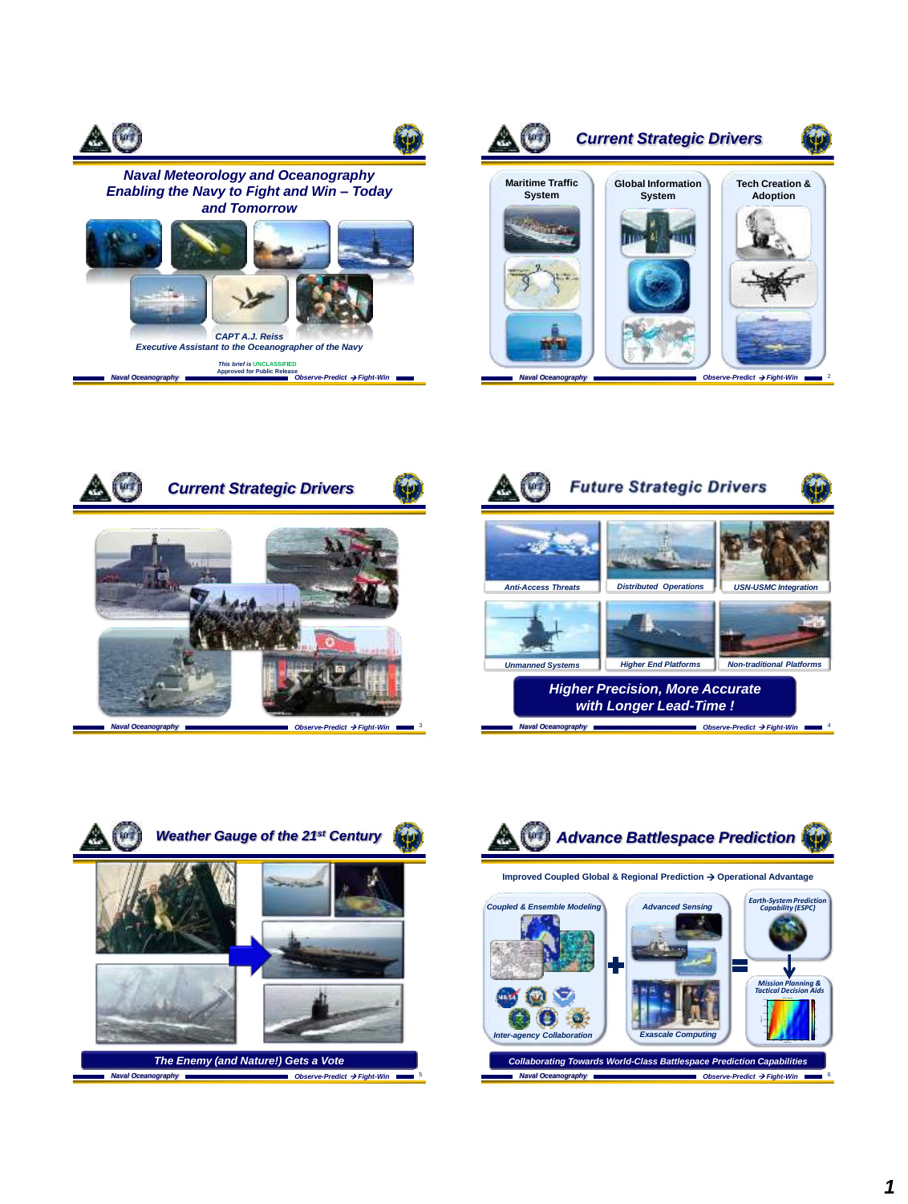## Naval Meteorology and Oceanography Enabling the Navy to Fight and Win – Today and Tomorrow

CAPT A.J. Reiss
Executive Assistant to the Oceanographer of the Navy

This brief is UNCLASSIFIED
Approved for Public Release

## Current Strategic Drivers

- Maritime Traffic System
- Global Information System
- Tech Creation & Adoption

## Current Strategic Drivers

## Future Strategic Drivers

- Anti-Access Threats
- Distributed Operations
- USN-USMC Integration
- Unmanned Systems
- Higher End Platforms
- Non-traditional Platforms

**Higher Precision, More Accurate with Longer Lead-Time !**

## Weather Gauge of the 21st Century

**The Enemy (and Nature!) Gets a Vote**

## Advance Battlespace Prediction

Improved Coupled Global & Regional Prediction → Operational Advantage

- Coupled & Ensemble Modeling
- Inter-agency Collaboration
- Advanced Sensing
- Exascale Computing
- Earth-System Prediction Capability (ESPC)
- Mission Planning & Tactical Decision Aids

**Collaborating Towards World-Class Battlespace Prediction Capabilities**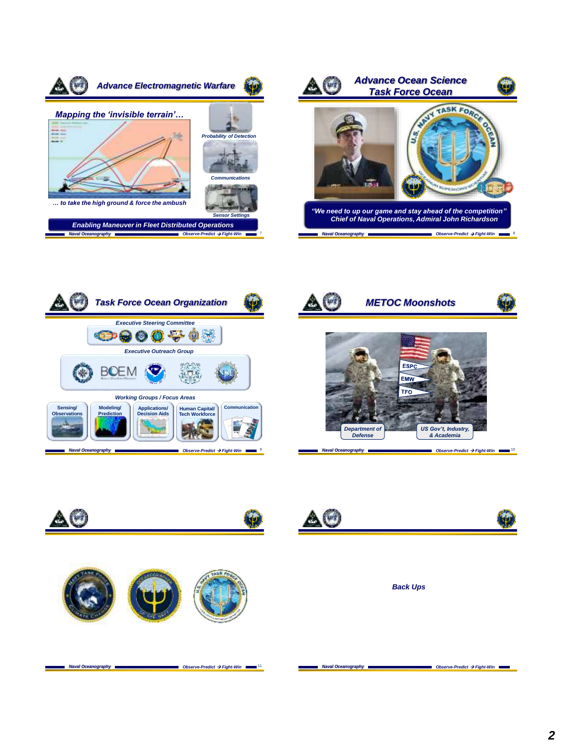## Advance Electromagnetic Warfare

*Mapping the 'invisible terrain'…*

*… to take the high ground & force the ambush*

*Probability of Detection*

*Communications*

*Sensor Settings*

**Enabling Maneuver in Fleet Distributed Operations**

## Advance Ocean Science Task Force Ocean

*"We need to up our game and stay ahead of the competition"*
*Chief of Naval Operations, Admiral John Richardson*

## Task Force Ocean Organization

*Executive Steering Committee*

*Executive Outreach Group*

BOEM

*Working Groups / Focus Areas*

- Sensing/ Observations
- Modeling/ Prediction
- Applications/ Decision Aids
- Human Capital/ Tech Workforce
- Communication

## METOC Moonshots

ESPC

EMW

TFO

Department of Defense

US Gov't, Industry, & Academia

Back Ups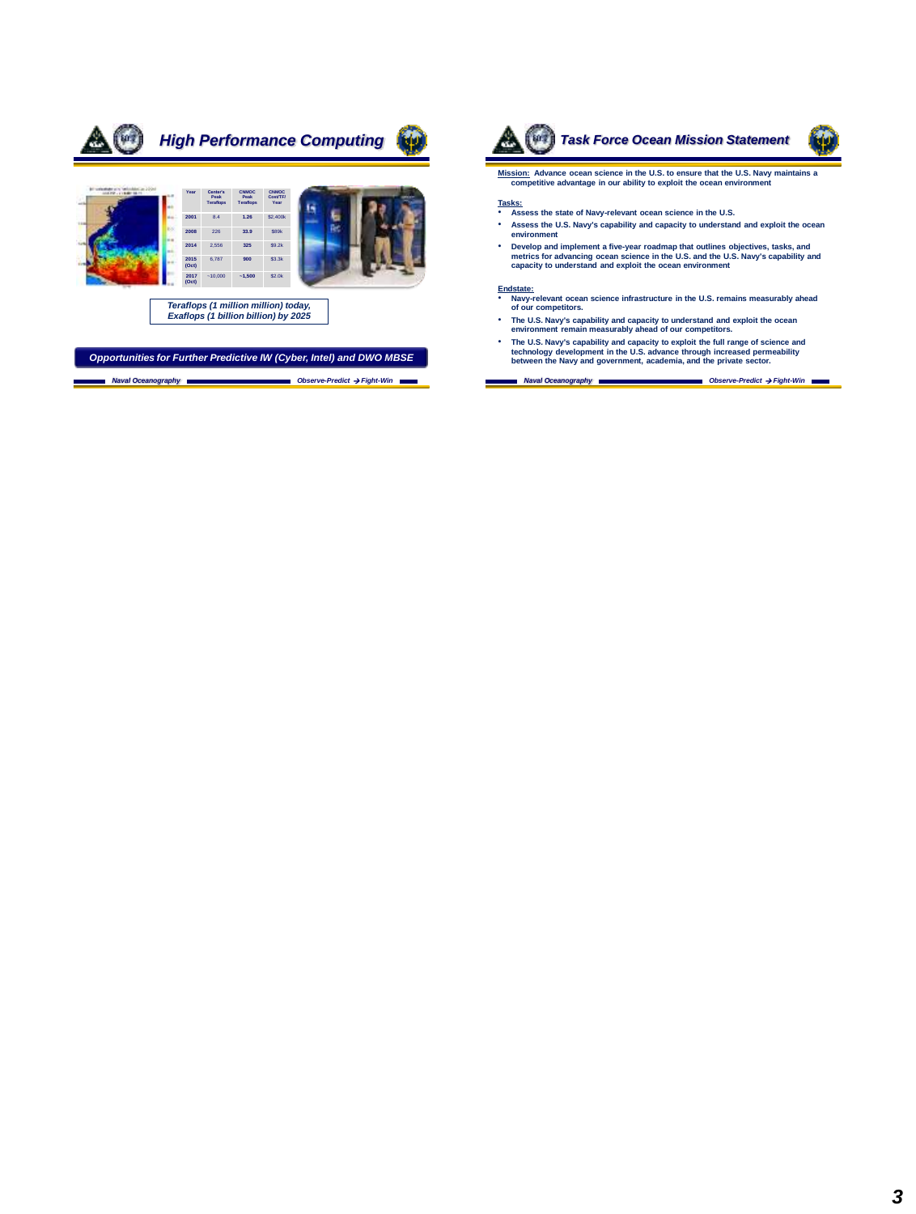## High Performance Computing

| Year | Center's Peak Teraflops | CNMOC Peak Teraflops | CNMOC Cost/TF/Year |
|---|---|---|---|
| 2001 | 8.4 | 1.26 | $2,400k |
| 2008 | 226 | 33.9 | $89k |
| 2014 | 2,556 | 325 | $9.2k |
| 2015 (Oct) | 6,787 | 900 | $3.3k |
| 2017 (Oct) | ~10,000 | ~1,500 | $2.0k |

*Teraflops (1 million million) today,*
*Exaflops (1 billion billion) by 2025*

***Opportunities for Further Predictive IW (Cyber, Intel) and DWO MBSE***

## Task Force Ocean Mission Statement

**Mission:** Advance ocean science in the U.S. to ensure that the U.S. Navy maintains a competitive advantage in our ability to exploit the ocean environment

**Tasks:**

- Assess the state of Navy-relevant ocean science in the U.S.
- Assess the U.S. Navy's capability and capacity to understand and exploit the ocean environment
- Develop and implement a five-year roadmap that outlines objectives, tasks, and metrics for advancing ocean science in the U.S. and the U.S. Navy's capability and capacity to understand and exploit the ocean environment

**Endstate:**

- Navy-relevant ocean science infrastructure in the U.S. remains measurably ahead of our competitors.
- The U.S. Navy's capability and capacity to understand and exploit the ocean environment remain measurably ahead of our competitors.
- The U.S. Navy's capability and capacity to exploit the full range of science and technology development in the U.S. advance through increased permeability between the Navy and government, academia, and the private sector.